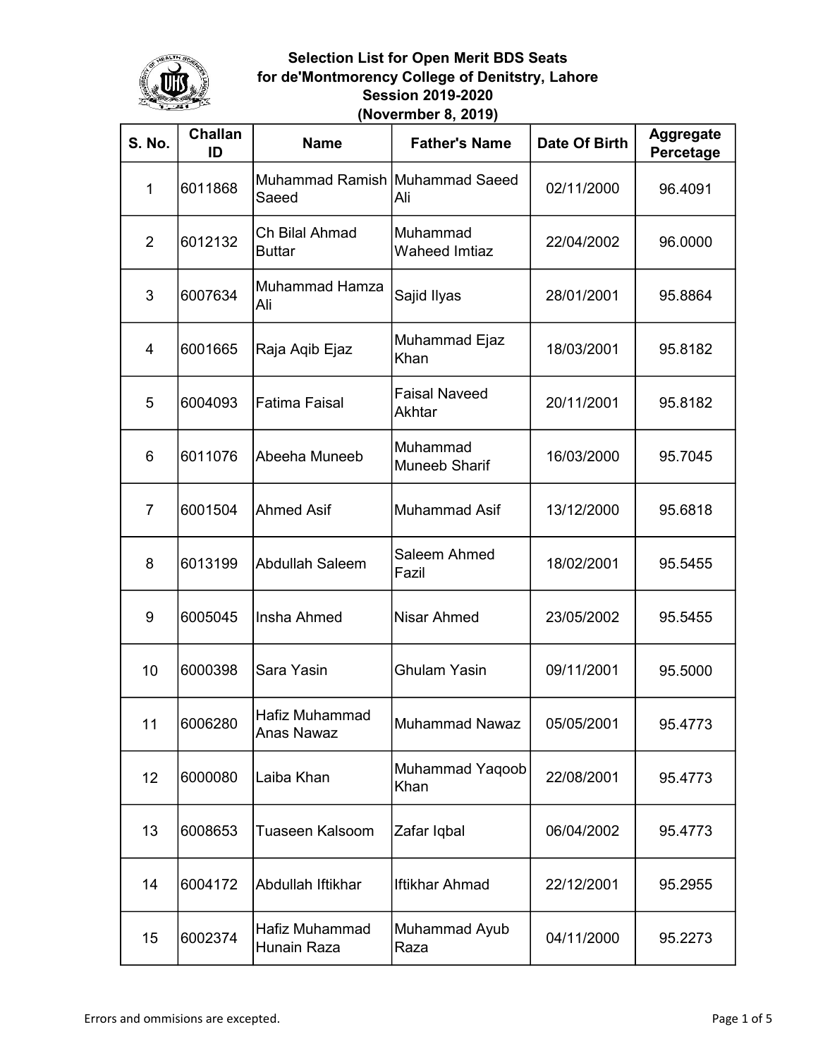# Selection List for Open Merit BDS Seats
## for de'Montmorency College of Denitstry, Lahore
## Session 2019-2020
## (Novermber 8, 2019)

| S. No. | Challan ID | Name | Father's Name | Date Of Birth | Aggregate Percetage |
|---|---|---|---|---|---|
| 1 | 6011868 | Muhammad Ramish Saeed | Muhammad Saeed Ali | 02/11/2000 | 96.4091 |
| 2 | 6012132 | Ch Bilal Ahmad Buttar | Muhammad Waheed Imtiaz | 22/04/2002 | 96.0000 |
| 3 | 6007634 | Muhammad Hamza Ali | Sajid Ilyas | 28/01/2001 | 95.8864 |
| 4 | 6001665 | Raja Aqib Ejaz | Muhammad Ejaz Khan | 18/03/2001 | 95.8182 |
| 5 | 6004093 | Fatima Faisal | Faisal Naveed Akhtar | 20/11/2001 | 95.8182 |
| 6 | 6011076 | Abeeha Muneeb | Muhammad Muneeb Sharif | 16/03/2000 | 95.7045 |
| 7 | 6001504 | Ahmed Asif | Muhammad Asif | 13/12/2000 | 95.6818 |
| 8 | 6013199 | Abdullah Saleem | Saleem Ahmed Fazil | 18/02/2001 | 95.5455 |
| 9 | 6005045 | Insha Ahmed | Nisar Ahmed | 23/05/2002 | 95.5455 |
| 10 | 6000398 | Sara Yasin | Ghulam Yasin | 09/11/2001 | 95.5000 |
| 11 | 6006280 | Hafiz Muhammad Anas Nawaz | Muhammad Nawaz | 05/05/2001 | 95.4773 |
| 12 | 6000080 | Laiba Khan | Muhammad Yaqoob Khan | 22/08/2001 | 95.4773 |
| 13 | 6008653 | Tuaseen Kalsoom | Zafar Iqbal | 06/04/2002 | 95.4773 |
| 14 | 6004172 | Abdullah Iftikhar | Iftikhar Ahmad | 22/12/2001 | 95.2955 |
| 15 | 6002374 | Hafiz Muhammad Hunain Raza | Muhammad Ayub Raza | 04/11/2000 | 95.2273 |

Errors and ommisions are excepted.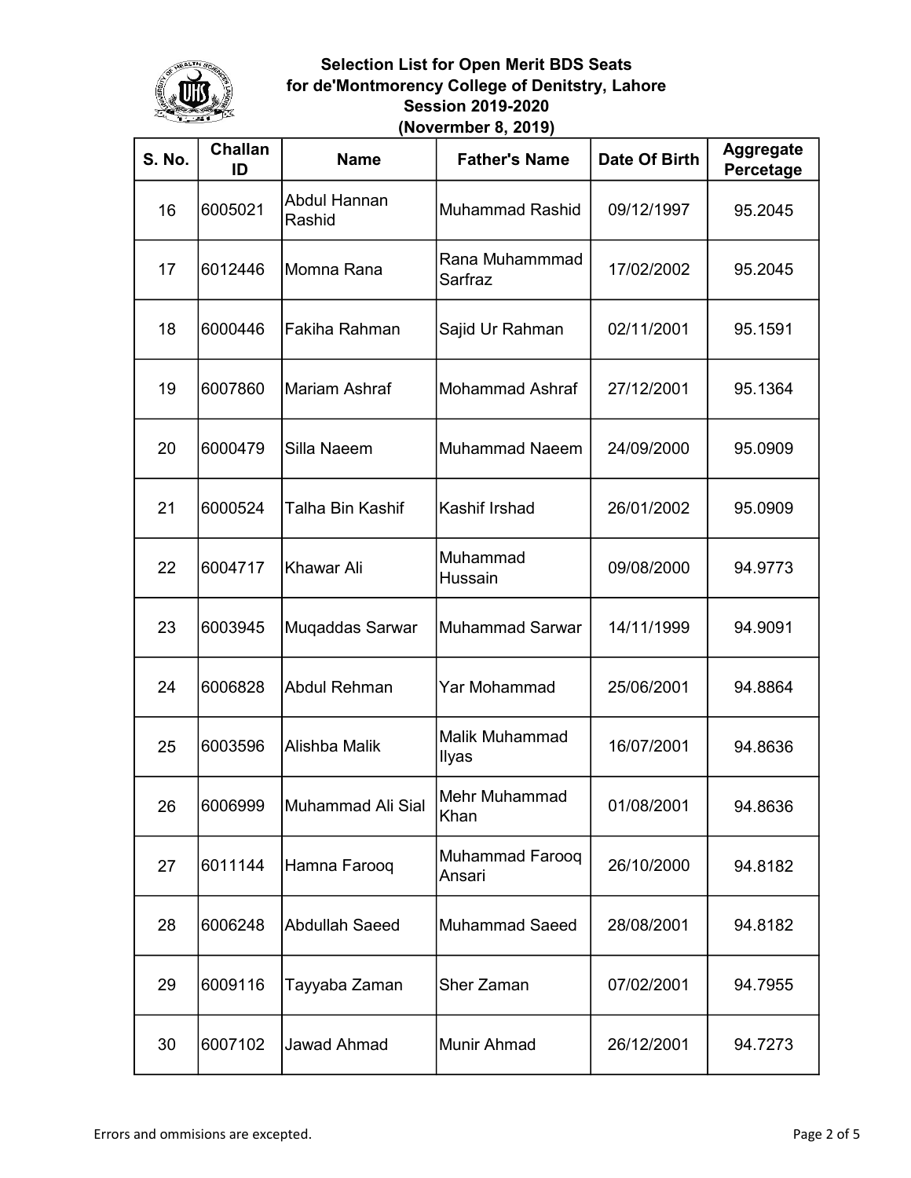**Selection List for Open Merit BDS Seats**
**for de'Montmorency College of Denitstry, Lahore**
**Session 2019-2020**
**(Novermber 8, 2019)**

| S. No. | Challan ID | Name | Father's Name | Date Of Birth | Aggregate Percetage |
|---|---|---|---|---|---|
| 16 | 6005021 | Abdul Hannan Rashid | Muhammad Rashid | 09/12/1997 | 95.2045 |
| 17 | 6012446 | Momna Rana | Rana Muhammmad Sarfraz | 17/02/2002 | 95.2045 |
| 18 | 6000446 | Fakiha Rahman | Sajid Ur Rahman | 02/11/2001 | 95.1591 |
| 19 | 6007860 | Mariam Ashraf | Mohammad Ashraf | 27/12/2001 | 95.1364 |
| 20 | 6000479 | Silla Naeem | Muhammad Naeem | 24/09/2000 | 95.0909 |
| 21 | 6000524 | Talha Bin Kashif | Kashif Irshad | 26/01/2002 | 95.0909 |
| 22 | 6004717 | Khawar Ali | Muhammad Hussain | 09/08/2000 | 94.9773 |
| 23 | 6003945 | Muqaddas Sarwar | Muhammad Sarwar | 14/11/1999 | 94.9091 |
| 24 | 6006828 | Abdul Rehman | Yar Mohammad | 25/06/2001 | 94.8864 |
| 25 | 6003596 | Alishba Malik | Malik Muhammad Ilyas | 16/07/2001 | 94.8636 |
| 26 | 6006999 | Muhammad Ali Sial | Mehr Muhammad Khan | 01/08/2001 | 94.8636 |
| 27 | 6011144 | Hamna Farooq | Muhammad Farooq Ansari | 26/10/2000 | 94.8182 |
| 28 | 6006248 | Abdullah Saeed | Muhammad Saeed | 28/08/2001 | 94.8182 |
| 29 | 6009116 | Tayyaba Zaman | Sher Zaman | 07/02/2001 | 94.7955 |
| 30 | 6007102 | Jawad Ahmad | Munir Ahmad | 26/12/2001 | 94.7273 |

Errors and ommisions are excepted.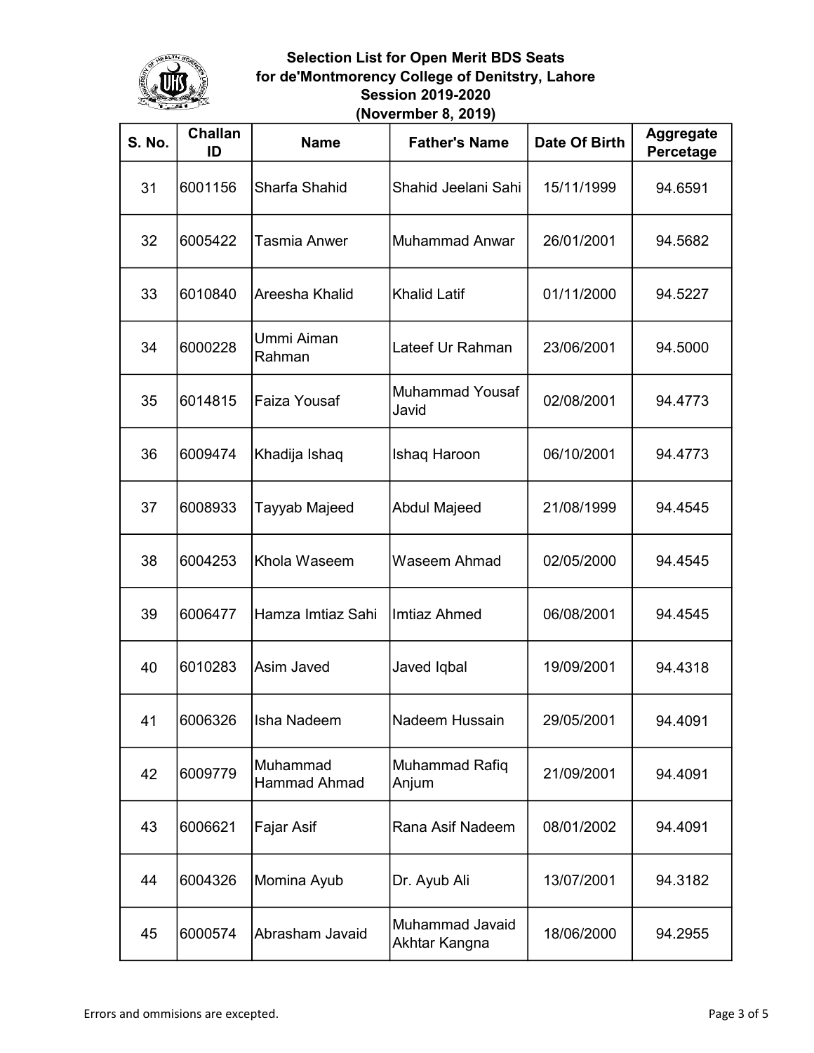**Selection List for Open Merit BDS Seats**
**for de'Montmorency College of Denitstry, Lahore**
**Session 2019-2020**
**(Novermber 8, 2019)**

| S. No. | Challan ID | Name | Father's Name | Date Of Birth | Aggregate Percetage |
|---|---|---|---|---|---|
| 31 | 6001156 | Sharfa Shahid | Shahid Jeelani Sahi | 15/11/1999 | 94.6591 |
| 32 | 6005422 | Tasmia Anwer | Muhammad Anwar | 26/01/2001 | 94.5682 |
| 33 | 6010840 | Areesha Khalid | Khalid Latif | 01/11/2000 | 94.5227 |
| 34 | 6000228 | Ummi Aiman Rahman | Lateef Ur Rahman | 23/06/2001 | 94.5000 |
| 35 | 6014815 | Faiza Yousaf | Muhammad Yousaf Javid | 02/08/2001 | 94.4773 |
| 36 | 6009474 | Khadija Ishaq | Ishaq Haroon | 06/10/2001 | 94.4773 |
| 37 | 6008933 | Tayyab Majeed | Abdul Majeed | 21/08/1999 | 94.4545 |
| 38 | 6004253 | Khola Waseem | Waseem Ahmad | 02/05/2000 | 94.4545 |
| 39 | 6006477 | Hamza Imtiaz Sahi | Imtiaz Ahmed | 06/08/2001 | 94.4545 |
| 40 | 6010283 | Asim Javed | Javed Iqbal | 19/09/2001 | 94.4318 |
| 41 | 6006326 | Isha Nadeem | Nadeem Hussain | 29/05/2001 | 94.4091 |
| 42 | 6009779 | Muhammad Hammad Ahmad | Muhammad Rafiq Anjum | 21/09/2001 | 94.4091 |
| 43 | 6006621 | Fajar Asif | Rana Asif Nadeem | 08/01/2002 | 94.4091 |
| 44 | 6004326 | Momina Ayub | Dr. Ayub Ali | 13/07/2001 | 94.3182 |
| 45 | 6000574 | Abrasham Javaid | Muhammad Javaid Akhtar Kangna | 18/06/2000 | 94.2955 |

Errors and ommisions are excepted.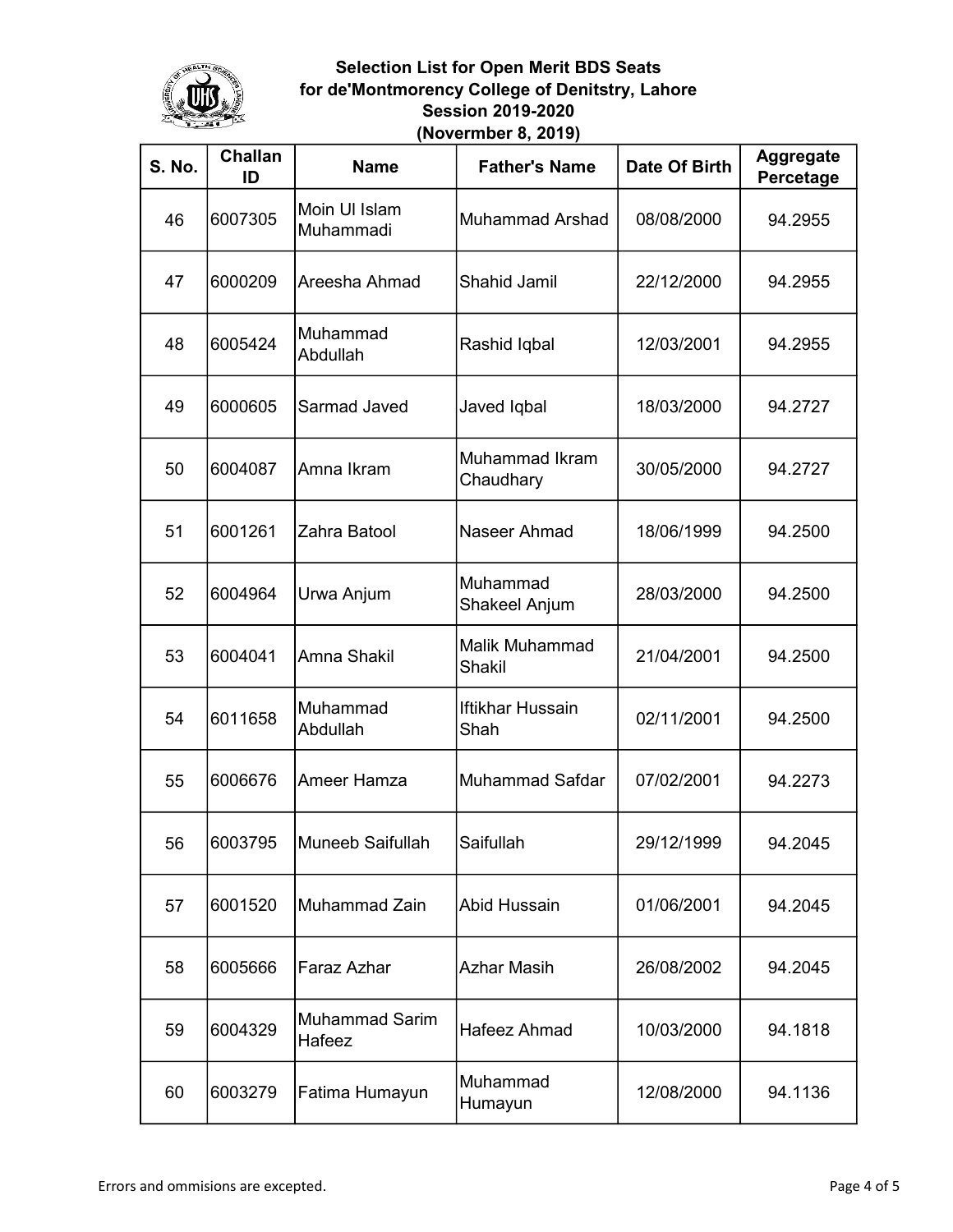# Selection List for Open Merit BDS Seats
## for de'Montmorency College of Denitstry, Lahore
### Session 2019-2020
### (Novermber 8, 2019)

| S. No. | Challan ID | Name | Father's Name | Date Of Birth | Aggregate Percetage |
|---|---|---|---|---|---|
| 46 | 6007305 | Moin Ul Islam Muhammadi | Muhammad Arshad | 08/08/2000 | 94.2955 |
| 47 | 6000209 | Areesha Ahmad | Shahid Jamil | 22/12/2000 | 94.2955 |
| 48 | 6005424 | Muhammad Abdullah | Rashid Iqbal | 12/03/2001 | 94.2955 |
| 49 | 6000605 | Sarmad Javed | Javed Iqbal | 18/03/2000 | 94.2727 |
| 50 | 6004087 | Amna Ikram | Muhammad Ikram Chaudhary | 30/05/2000 | 94.2727 |
| 51 | 6001261 | Zahra Batool | Naseer Ahmad | 18/06/1999 | 94.2500 |
| 52 | 6004964 | Urwa Anjum | Muhammad Shakeel Anjum | 28/03/2000 | 94.2500 |
| 53 | 6004041 | Amna Shakil | Malik Muhammad Shakil | 21/04/2001 | 94.2500 |
| 54 | 6011658 | Muhammad Abdullah | Iftikhar Hussain Shah | 02/11/2001 | 94.2500 |
| 55 | 6006676 | Ameer Hamza | Muhammad Safdar | 07/02/2001 | 94.2273 |
| 56 | 6003795 | Muneeb Saifullah | Saifullah | 29/12/1999 | 94.2045 |
| 57 | 6001520 | Muhammad Zain | Abid Hussain | 01/06/2001 | 94.2045 |
| 58 | 6005666 | Faraz Azhar | Azhar Masih | 26/08/2002 | 94.2045 |
| 59 | 6004329 | Muhammad Sarim Hafeez | Hafeez Ahmad | 10/03/2000 | 94.1818 |
| 60 | 6003279 | Fatima Humayun | Muhammad Humayun | 12/08/2000 | 94.1136 |

Errors and ommisions are excepted.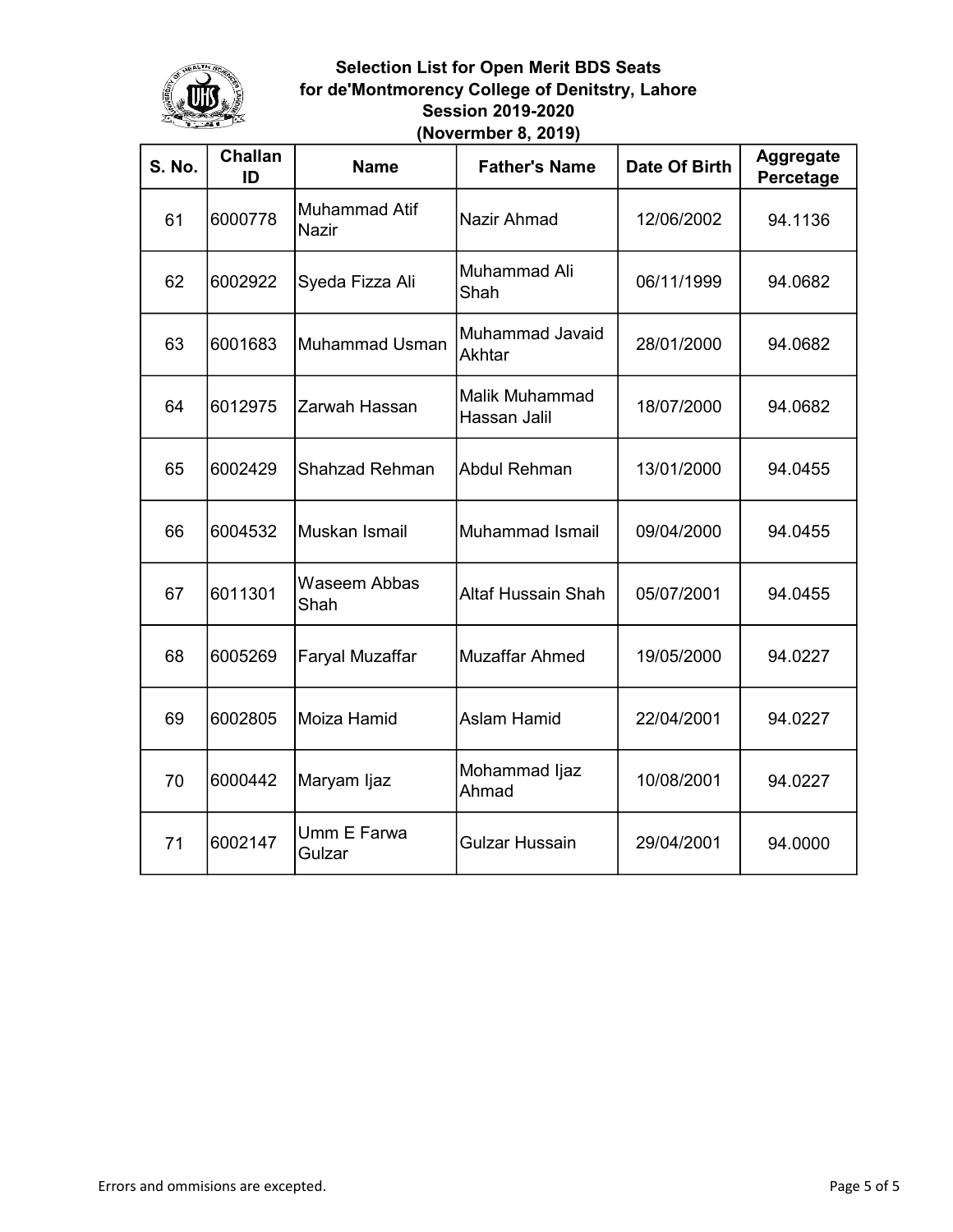**Selection List for Open Merit BDS Seats**
**for de'Montmorency College of Denitstry, Lahore**
**Session 2019-2020**
**(Novermber 8, 2019)**

| S. No. | Challan ID | Name | Father's Name | Date Of Birth | Aggregate Percetage |
|---|---|---|---|---|---|
| 61 | 6000778 | Muhammad Atif Nazir | Nazir Ahmad | 12/06/2002 | 94.1136 |
| 62 | 6002922 | Syeda Fizza Ali | Muhammad Ali Shah | 06/11/1999 | 94.0682 |
| 63 | 6001683 | Muhammad Usman | Muhammad Javaid Akhtar | 28/01/2000 | 94.0682 |
| 64 | 6012975 | Zarwah Hassan | Malik Muhammad Hassan Jalil | 18/07/2000 | 94.0682 |
| 65 | 6002429 | Shahzad Rehman | Abdul Rehman | 13/01/2000 | 94.0455 |
| 66 | 6004532 | Muskan Ismail | Muhammad Ismail | 09/04/2000 | 94.0455 |
| 67 | 6011301 | Waseem Abbas Shah | Altaf Hussain Shah | 05/07/2001 | 94.0455 |
| 68 | 6005269 | Faryal Muzaffar | Muzaffar Ahmed | 19/05/2000 | 94.0227 |
| 69 | 6002805 | Moiza Hamid | Aslam Hamid | 22/04/2001 | 94.0227 |
| 70 | 6000442 | Maryam Ijaz | Mohammad Ijaz Ahmad | 10/08/2001 | 94.0227 |
| 71 | 6002147 | Umm E Farwa Gulzar | Gulzar Hussain | 29/04/2001 | 94.0000 |

Errors and ommisions are excepted.